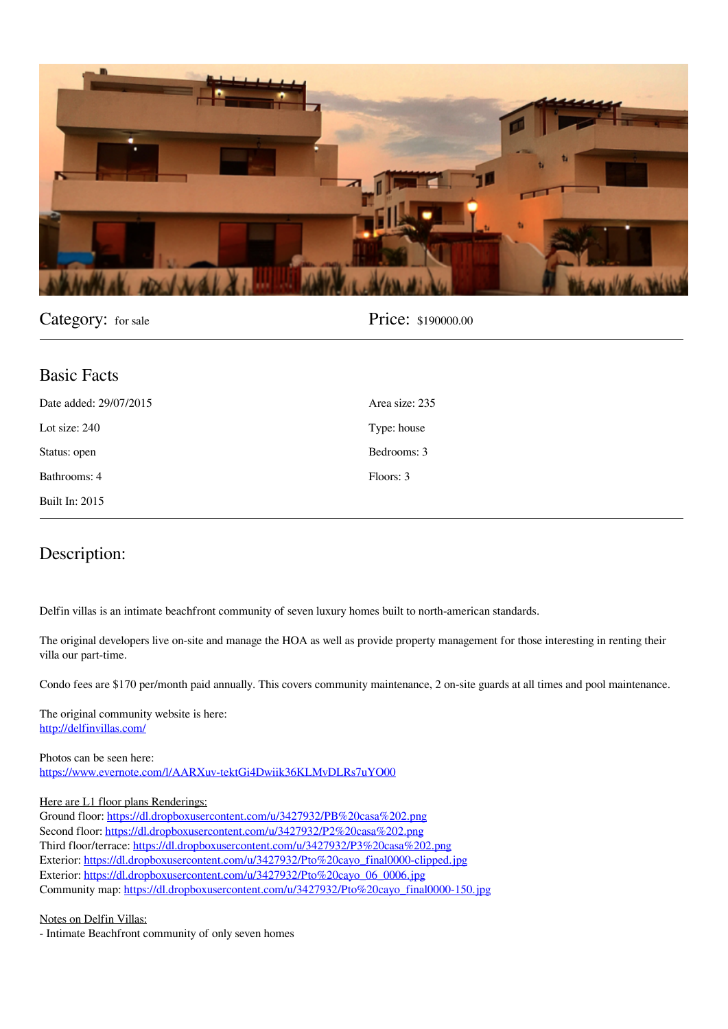Category: for sale

Price: $190000.00

## Basic Facts

Date added: 29/07/2015

Area size: 235

Lot size: 240

Type: house

Status: open

Bedrooms: 3

Bathrooms: 4

Floors: 3

Built In: 2015

## Description:

Delfin villas is an intimate beachfront community of seven luxury homes built to north-american standards.

The original developers live on-site and manage the HOA as well as provide property management for those interesting in renting their villa our part-time.

Condo fees are $170 per/month paid annually. This covers community maintenance, 2 on-site guards at all times and pool maintenance.

The original community website is here:
[http://delfinvillas.com/](http://delfinvillas.com/)

Photos can be seen here:
[https://www.evernote.com/l/AARXuv-tektGi4Dwiik36KLMvDLRs7uYO00](https://www.evernote.com/l/AARXuv-tektGi4Dwiik36KLMvDLRs7uYO00)

Here are L1 floor plans Renderings:
Ground floor: [https://dl.dropboxusercontent.com/u/3427932/PB%20casa%202.png](https://dl.dropboxusercontent.com/u/3427932/PB%20casa%202.png)
Second floor: [https://dl.dropboxusercontent.com/u/3427932/P2%20casa%202.png](https://dl.dropboxusercontent.com/u/3427932/P2%20casa%202.png)
Third floor/terrace: [https://dl.dropboxusercontent.com/u/3427932/P3%20casa%202.png](https://dl.dropboxusercontent.com/u/3427932/P3%20casa%202.png)
Exterior: [https://dl.dropboxusercontent.com/u/3427932/Pto%20cayo_final0000-clipped.jpg](https://dl.dropboxusercontent.com/u/3427932/Pto%20cayo_final0000-clipped.jpg)
Exterior: [https://dl.dropboxusercontent.com/u/3427932/Pto%20cayo_06_0006.jpg](https://dl.dropboxusercontent.com/u/3427932/Pto%20cayo_06_0006.jpg)
Community map: [https://dl.dropboxusercontent.com/u/3427932/Pto%20cayo_final0000-150.jpg](https://dl.dropboxusercontent.com/u/3427932/Pto%20cayo_final0000-150.jpg)

Notes on Delfin Villas:
- Intimate Beachfront community of only seven homes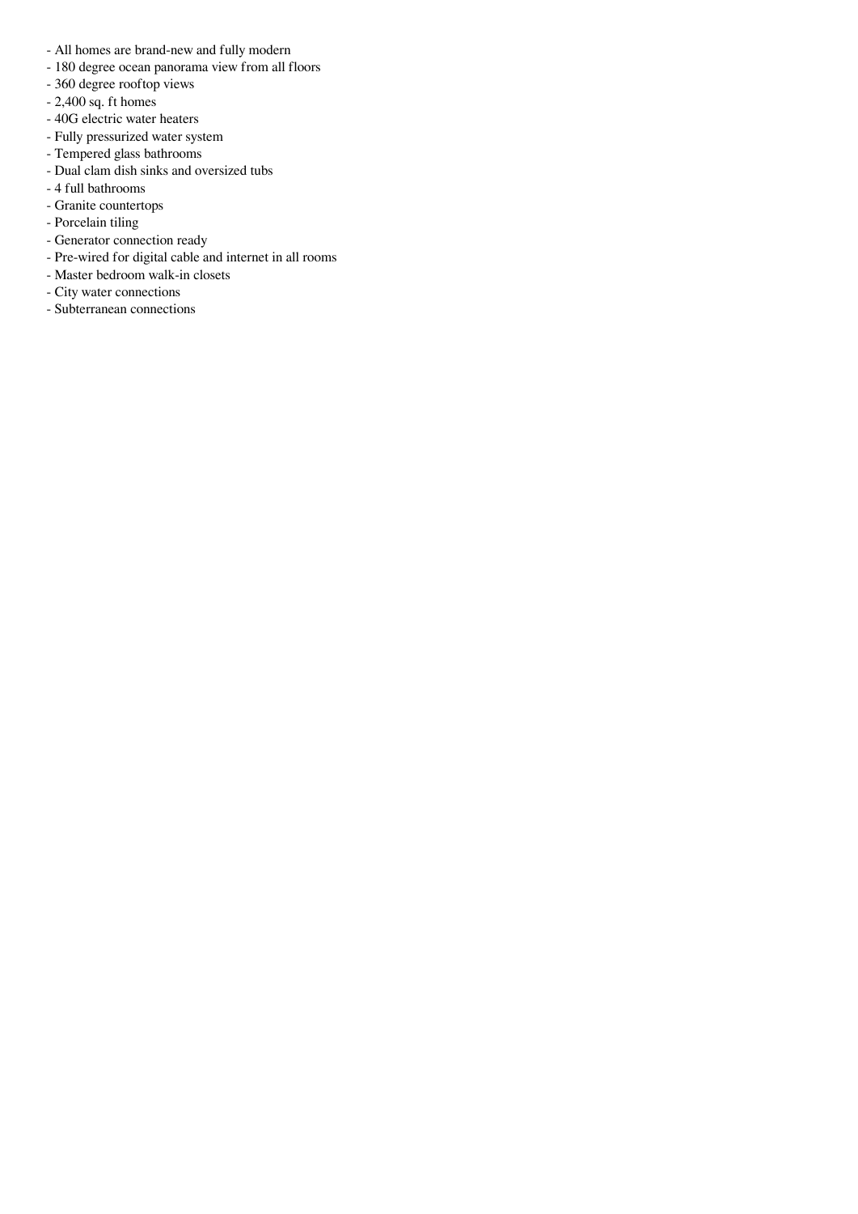- All homes are brand-new and fully modern
- 180 degree ocean panorama view from all floors
- 360 degree rooftop views
- 2,400 sq. ft homes
- 40G electric water heaters
- Fully pressurized water system
- Tempered glass bathrooms
- Dual clam dish sinks and oversized tubs
- 4 full bathrooms
- Granite countertops
- Porcelain tiling
- Generator connection ready
- Pre-wired for digital cable and internet in all rooms
- Master bedroom walk-in closets
- City water connections
- Subterranean connections